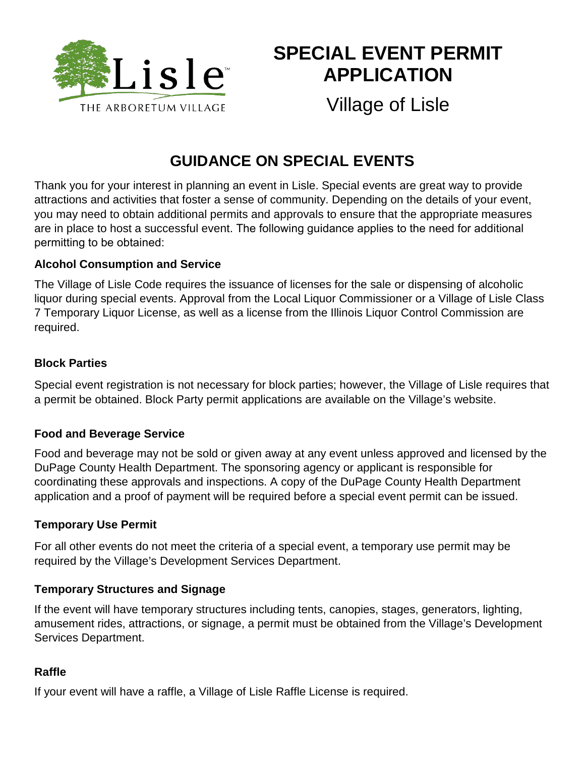# SPECIAL EVENT PERMIT APPLICATION

Village of Lisle

## GUIDANCE ON SPECIAL EVENTS

Thank you for your interest in planning an event in Lisle. Special events are great way to provide attractions and activities that foster a sense of community. Depending on the details of your event, you may need to obtain additional permits and approvals to ensure that the appropriate measures are in place to host a successful event. The following guidance applies to the need for additional permitting to be obtained:

### Alcohol Consumption and Service

The Village of Lisle Code requires the issuance of licenses for the sale or dispensing of alcoholic liquor during special events. Approval from the Local Liquor Commissioner or a Village of Lisle Class 7 Temporary Liquor License, as well as a license from the Illinois Liquor Control Commission are required.

### Block Parties

Special event registration is not necessary for block parties; however, the Village of Lisle requires that a permit be obtained. Block Party permit applications are available on the Village's website.

### Food and Beverage Service

Food and beverage may not be sold or given away at any event unless approved and licensed by the DuPage County Health Department. The sponsoring agency or applicant is responsible for coordinating these approvals and inspections. A copy of the DuPage County Health Department application and a proof of payment will be required before a special event permit can be issued.

### Temporary Use Permit

For all other events do not meet the criteria of a special event, a temporary use permit may be required by the Village's Development Services Department.

### Temporary Structures and Signage

If the event will have temporary structures including tents, canopies, stages, generators, lighting, amusement rides, attractions, or signage, a permit must be obtained from the Village's Development Services Department.

### Raffle

If your event will have a raffle, a Village of Lisle Raffle License is required.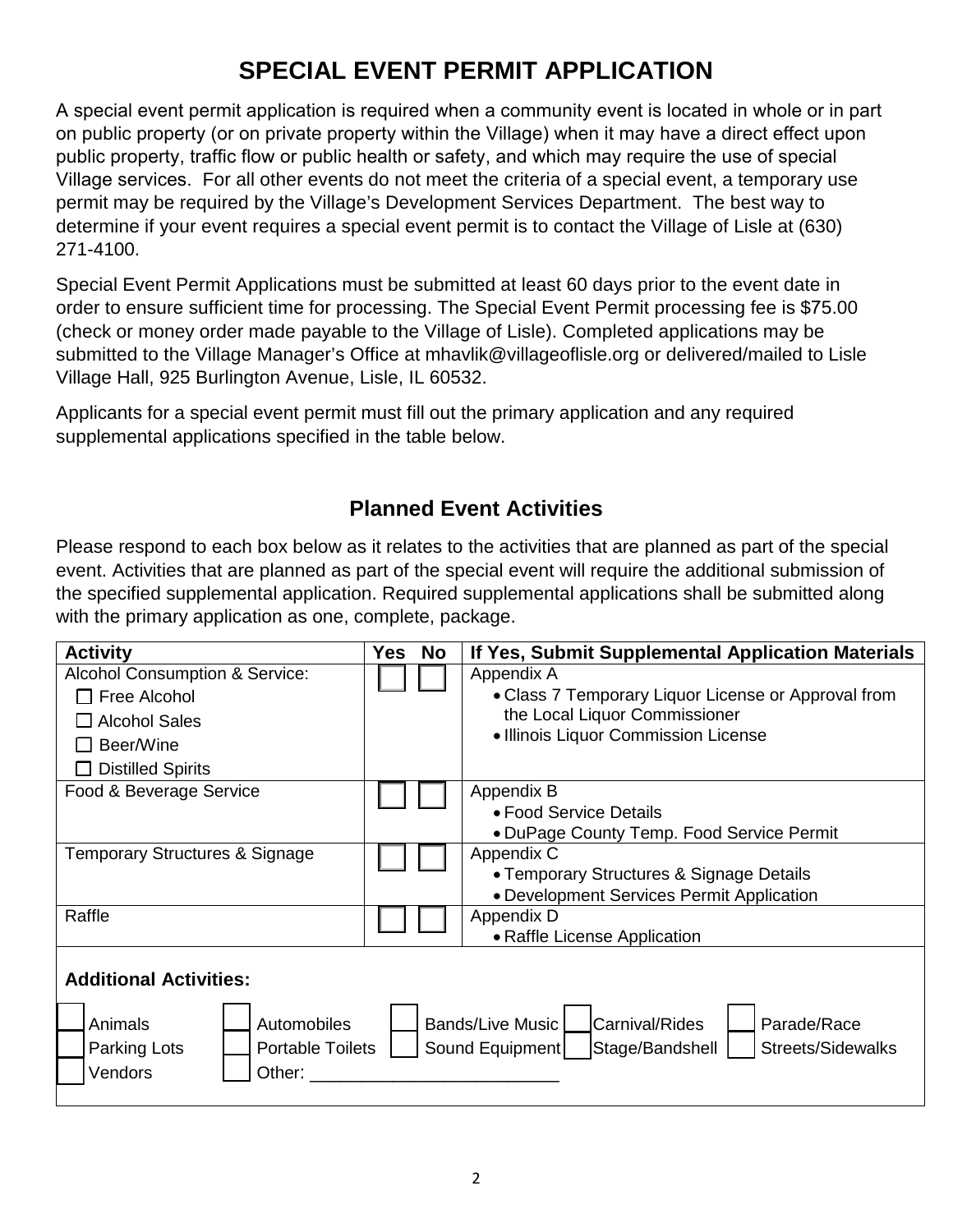# SPECIAL EVENT PERMIT APPLICATION

A special event permit application is required when a community event is located in whole or in part on public property (or on private property within the Village) when it may have a direct effect upon public property, traffic flow or public health or safety, and which may require the use of special Village services. For all other events do not meet the criteria of a special event, a temporary use permit may be required by the Village's Development Services Department. The best way to determine if your event requires a special event permit is to contact the Village of Lisle at (630) 271-4100.

Special Event Permit Applications must be submitted at least 60 days prior to the event date in order to ensure sufficient time for processing. The Special Event Permit processing fee is $75.00 (check or money order made payable to the Village of Lisle). Completed applications may be submitted to the Village Manager's Office at mhavlik@villageoflisle.org or delivered/mailed to Lisle Village Hall, 925 Burlington Avenue, Lisle, IL 60532.

Applicants for a special event permit must fill out the primary application and any required supplemental applications specified in the table below.

## Planned Event Activities

Please respond to each box below as it relates to the activities that are planned as part of the special event. Activities that are planned as part of the special event will require the additional submission of the specified supplemental application. Required supplemental applications shall be submitted along with the primary application as one, complete, package.

| Activity | Yes | No | If Yes, Submit Supplemental Application Materials |
|---|---|---|---|
| Alcohol Consumption & Service:<br>☐ Free Alcohol<br>☐ Alcohol Sales<br>☐ Beer/Wine<br>☐ Distilled Spirits | ☐ | ☐ | Appendix A<br>• Class 7 Temporary Liquor License or Approval from the Local Liquor Commissioner<br>• Illinois Liquor Commission License |
| Food & Beverage Service | ☐ | ☐ | Appendix B<br>• Food Service Details<br>• DuPage County Temp. Food Service Permit |
| Temporary Structures & Signage | ☐ | ☐ | Appendix C<br>• Temporary Structures & Signage Details<br>• Development Services Permit Application |
| Raffle | ☐ | ☐ | Appendix D<br>• Raffle License Application |

**Additional Activities:**

☐ Animals ☐ Automobiles ☐ Bands/Live Music ☐ Carnival/Rides ☐ Parade/Race
☐ Parking Lots ☐ Portable Toilets ☐ Sound Equipment ☐ Stage/Bandshell ☐ Streets/Sidewalks
☐ Vendors ☐ Other: ___________________________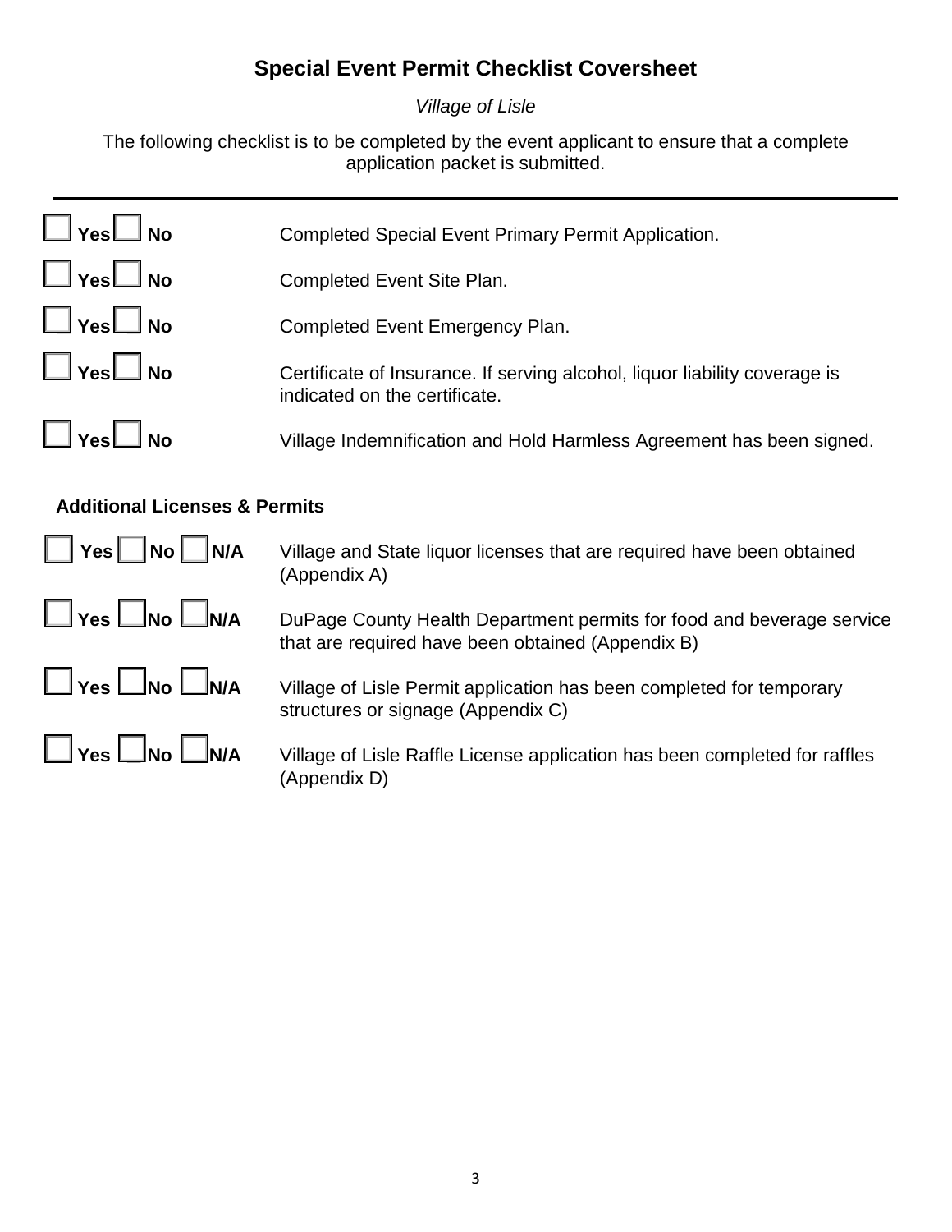# Special Event Permit Checklist Coversheet

*Village of Lisle*

The following checklist is to be completed by the event applicant to ensure that a complete application packet is submitted.

---

☐ **Yes** ☐ **No** Completed Special Event Primary Permit Application.

☐ **Yes** ☐ **No** Completed Event Site Plan.

☐ **Yes** ☐ **No** Completed Event Emergency Plan.

☐ **Yes** ☐ **No** Certificate of Insurance. If serving alcohol, liquor liability coverage is indicated on the certificate.

☐ **Yes** ☐ **No** Village Indemnification and Hold Harmless Agreement has been signed.

**Additional Licenses & Permits**

☐ **Yes** ☐ **No** ☐ **N/A** Village and State liquor licenses that are required have been obtained (Appendix A)

☐ **Yes** ☐ **No** ☐ **N/A** DuPage County Health Department permits for food and beverage service that are required have been obtained (Appendix B)

☐ **Yes** ☐ **No** ☐ **N/A** Village of Lisle Permit application has been completed for temporary structures or signage (Appendix C)

☐ **Yes** ☐ **No** ☐ **N/A** Village of Lisle Raffle License application has been completed for raffles (Appendix D)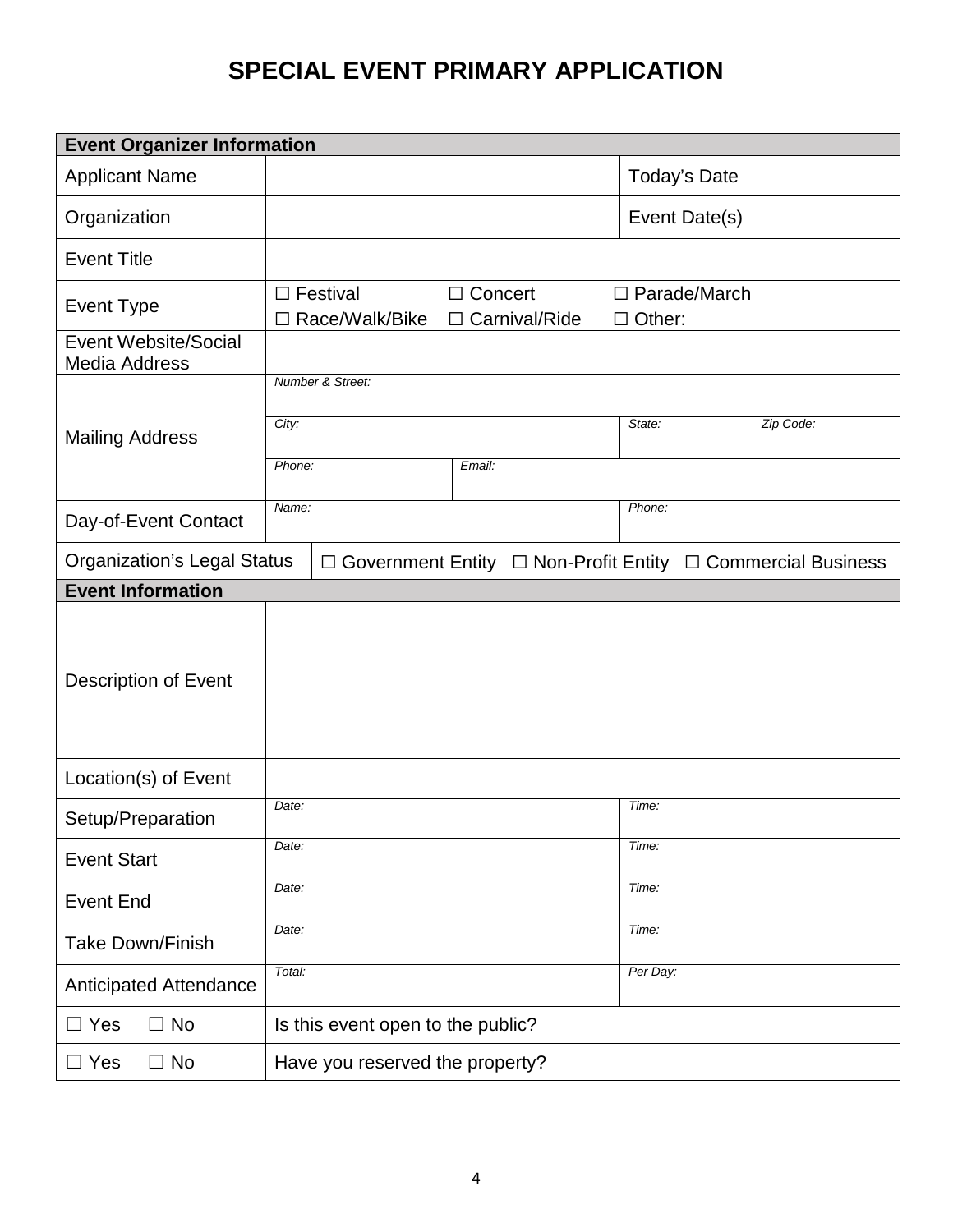# SPECIAL EVENT PRIMARY APPLICATION

| **Event Organizer Information** | | | | |
|---|---|---|---|---|
| Applicant Name | | | Today's Date | |
| Organization | | | Event Date(s) | |
| Event Title | | | | |
| Event Type | ☐ Festival ☐ Race/Walk/Bike | ☐ Concert ☐ Carnival/Ride | ☐ Parade/March ☐ Other: | |
| Event Website/Social Media Address | | | | |
| Mailing Address | *Number & Street:* | | | |
| | *City:* | | *State:* | *Zip Code:* |
| | *Phone:* | *Email:* | | |
| Day-of-Event Contact | *Name:* | | *Phone:* | |
| Organization's Legal Status | ☐ Government Entity ☐ Non-Profit Entity ☐ Commercial Business | | | |
| **Event Information** | | | | |
| Description of Event | | | | |
| Location(s) of Event | | | | |
| Setup/Preparation | *Date:* | | *Time:* | |
| Event Start | *Date:* | | *Time:* | |
| Event End | *Date:* | | *Time:* | |
| Take Down/Finish | *Date:* | | *Time:* | |
| Anticipated Attendance | *Total:* | | *Per Day:* | |
| ☐ Yes ☐ No | Is this event open to the public? | | | |
| ☐ Yes ☐ No | Have you reserved the property? | | | |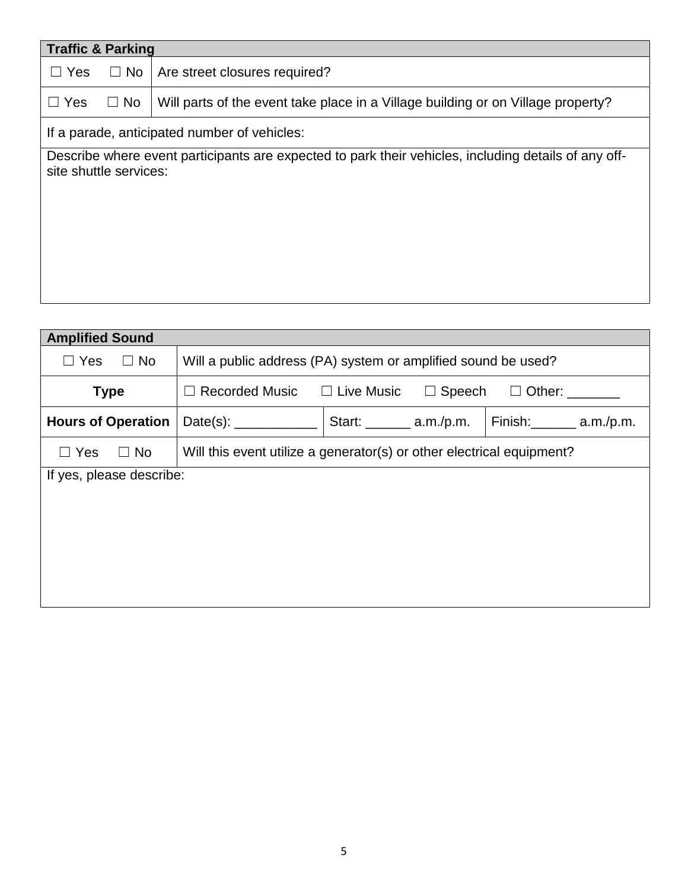| Traffic & Parking | |
|---|---|
| ☐ Yes ☐ No | Are street closures required? |
| ☐ Yes ☐ No | Will parts of the event take place in a Village building or on Village property? |
| If a parade, anticipated number of vehicles: | |
| Describe where event participants are expected to park their vehicles, including details of any off-site shuttle services: | |

| Amplified Sound | | | |
|---|---|---|---|
| ☐ Yes ☐ No | Will a public address (PA) system or amplified sound be used? | | |
| **Type** | ☐ Recorded Music ☐ Live Music ☐ Speech ☐ Other: _______ | | |
| **Hours of Operation** | Date(s): ___________ | Start: ______ a.m./p.m. | Finish:______ a.m./p.m. |
| ☐ Yes ☐ No | Will this event utilize a generator(s) or other electrical equipment? | | |
| If yes, please describe: | | | |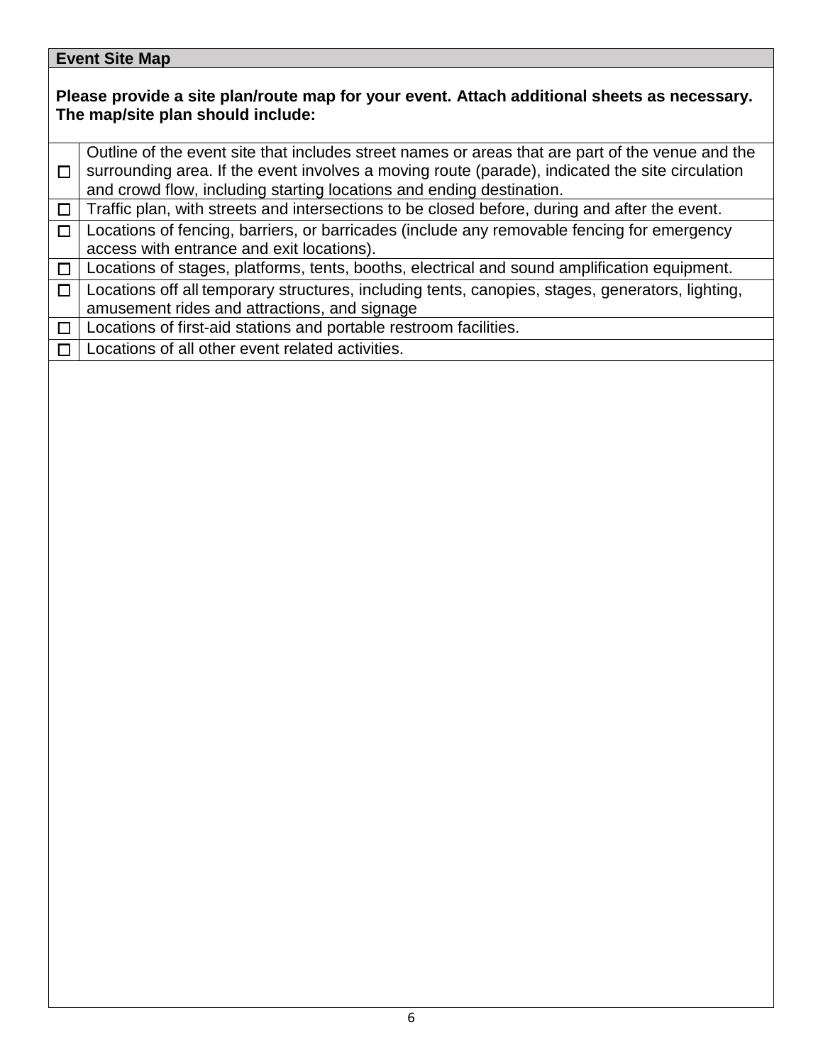## Event Site Map

**Please provide a site plan/route map for your event. Attach additional sheets as necessary. The map/site plan should include:**

| ☐ | Outline of the event site that includes street names or areas that are part of the venue and the surrounding area. If the event involves a moving route (parade), indicated the site circulation and crowd flow, including starting locations and ending destination. |
|---|---|
| ☐ | Traffic plan, with streets and intersections to be closed before, during and after the event. |
| ☐ | Locations of fencing, barriers, or barricades (include any removable fencing for emergency access with entrance and exit locations). |
| ☐ | Locations of stages, platforms, tents, booths, electrical and sound amplification equipment. |
| ☐ | Locations off all temporary structures, including tents, canopies, stages, generators, lighting, amusement rides and attractions, and signage |
| ☐ | Locations of first-aid stations and portable restroom facilities. |
| ☐ | Locations of all other event related activities. |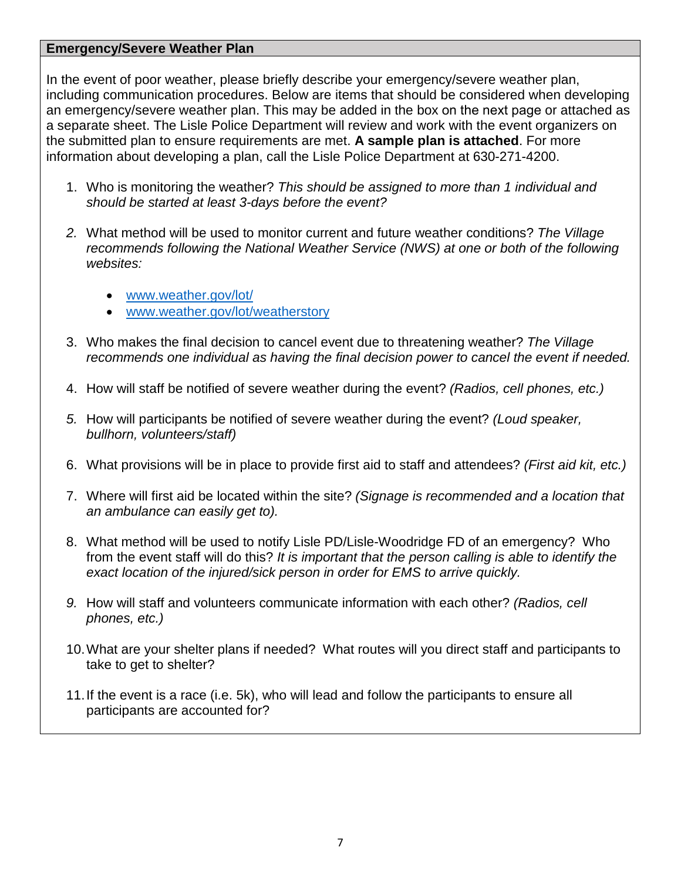## Emergency/Severe Weather Plan

In the event of poor weather, please briefly describe your emergency/severe weather plan, including communication procedures. Below are items that should be considered when developing an emergency/severe weather plan. This may be added in the box on the next page or attached as a separate sheet. The Lisle Police Department will review and work with the event organizers on the submitted plan to ensure requirements are met. **A sample plan is attached**. For more information about developing a plan, call the Lisle Police Department at 630-271-4200.

1. Who is monitoring the weather? *This should be assigned to more than 1 individual and should be started at least 3-days before the event?*
2. What method will be used to monitor current and future weather conditions? *The Village recommends following the National Weather Service (NWS) at one or both of the following websites:*
   - www.weather.gov/lot/
   - www.weather.gov/lot/weatherstory
3. Who makes the final decision to cancel event due to threatening weather? *The Village recommends one individual as having the final decision power to cancel the event if needed.*
4. How will staff be notified of severe weather during the event? *(Radios, cell phones, etc.)*
5. How will participants be notified of severe weather during the event? *(Loud speaker, bullhorn, volunteers/staff)*
6. What provisions will be in place to provide first aid to staff and attendees? *(First aid kit, etc.)*
7. Where will first aid be located within the site? *(Signage is recommended and a location that an ambulance can easily get to).*
8. What method will be used to notify Lisle PD/Lisle-Woodridge FD of an emergency? Who from the event staff will do this? *It is important that the person calling is able to identify the exact location of the injured/sick person in order for EMS to arrive quickly.*
9. How will staff and volunteers communicate information with each other? *(Radios, cell phones, etc.)*
10. What are your shelter plans if needed? What routes will you direct staff and participants to take to get to shelter?
11. If the event is a race (i.e. 5k), who will lead and follow the participants to ensure all participants are accounted for?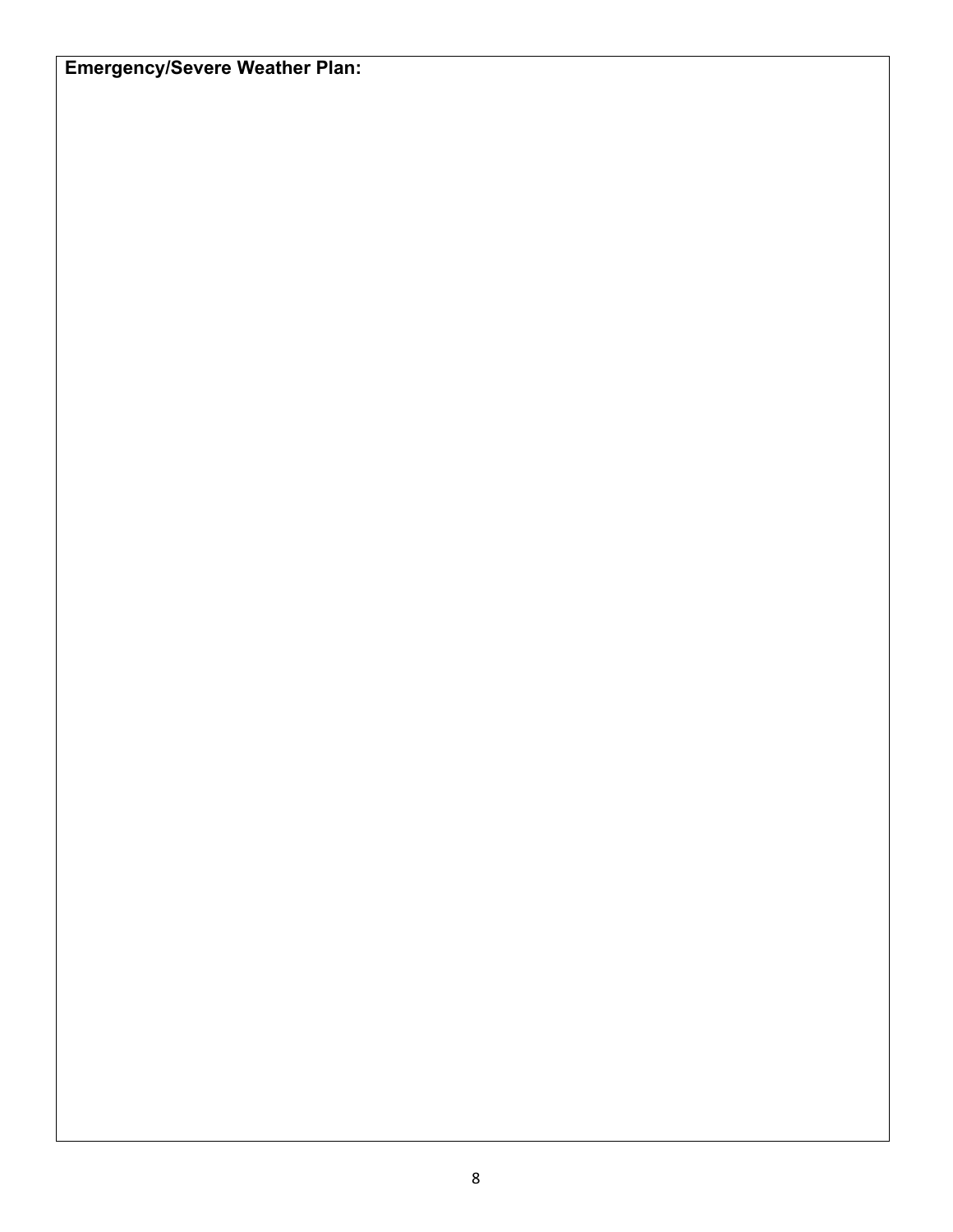**Emergency/Severe Weather Plan:**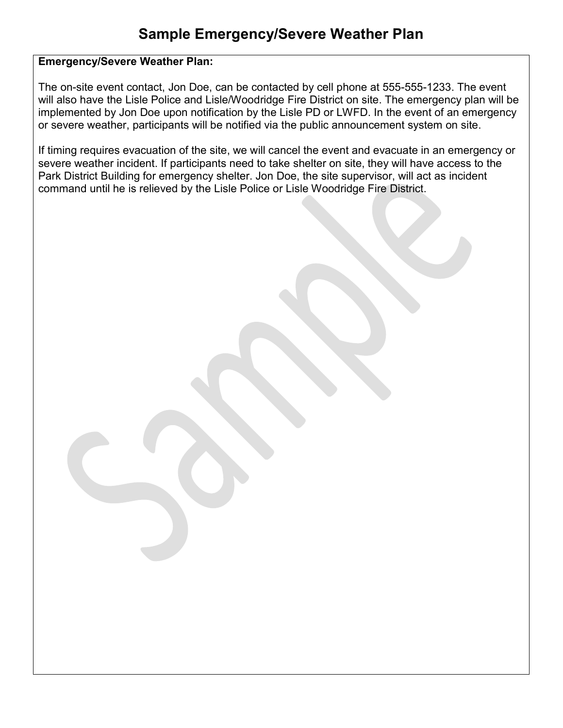# Sample Emergency/Severe Weather Plan

**Emergency/Severe Weather Plan:**

The on-site event contact, Jon Doe, can be contacted by cell phone at 555-555-1233. The event will also have the Lisle Police and Lisle/Woodridge Fire District on site. The emergency plan will be implemented by Jon Doe upon notification by the Lisle PD or LWFD. In the event of an emergency or severe weather, participants will be notified via the public announcement system on site.

If timing requires evacuation of the site, we will cancel the event and evacuate in an emergency or severe weather incident. If participants need to take shelter on site, they will have access to the Park District Building for emergency shelter. Jon Doe, the site supervisor, will act as incident command until he is relieved by the Lisle Police or Lisle Woodridge Fire District.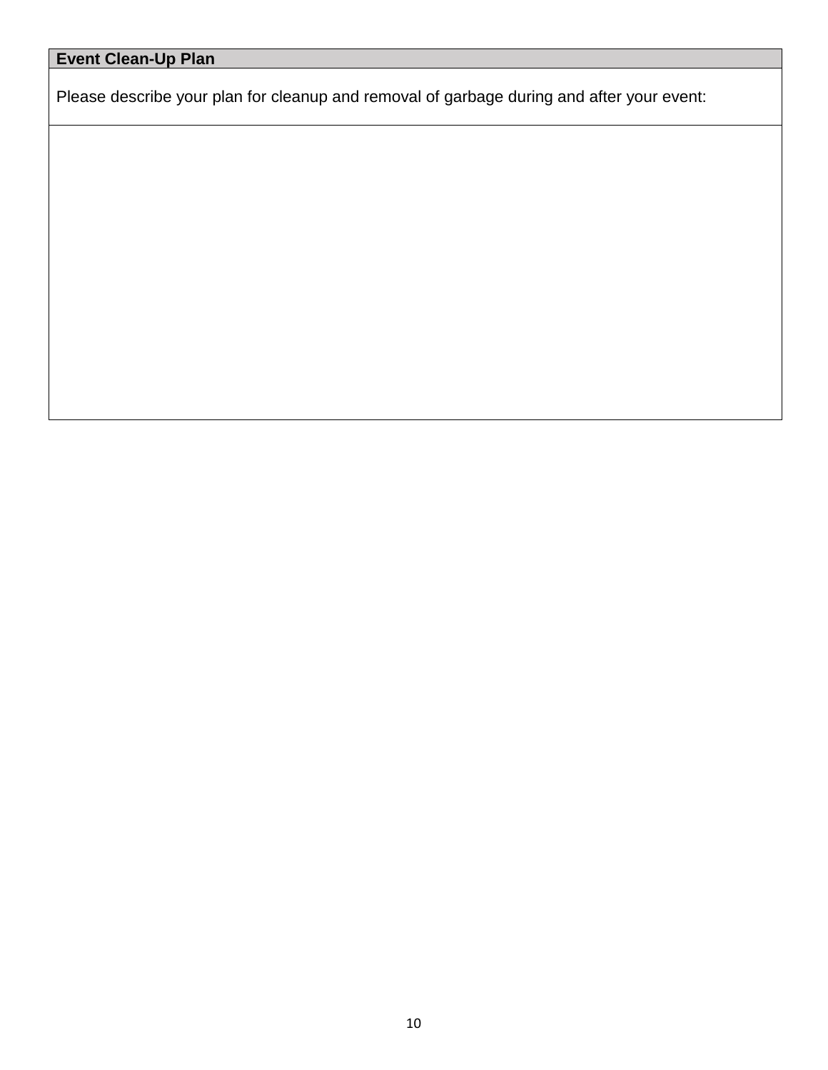| Event Clean-Up Plan |
|---|
| Please describe your plan for cleanup and removal of garbage during and after your event: |
| |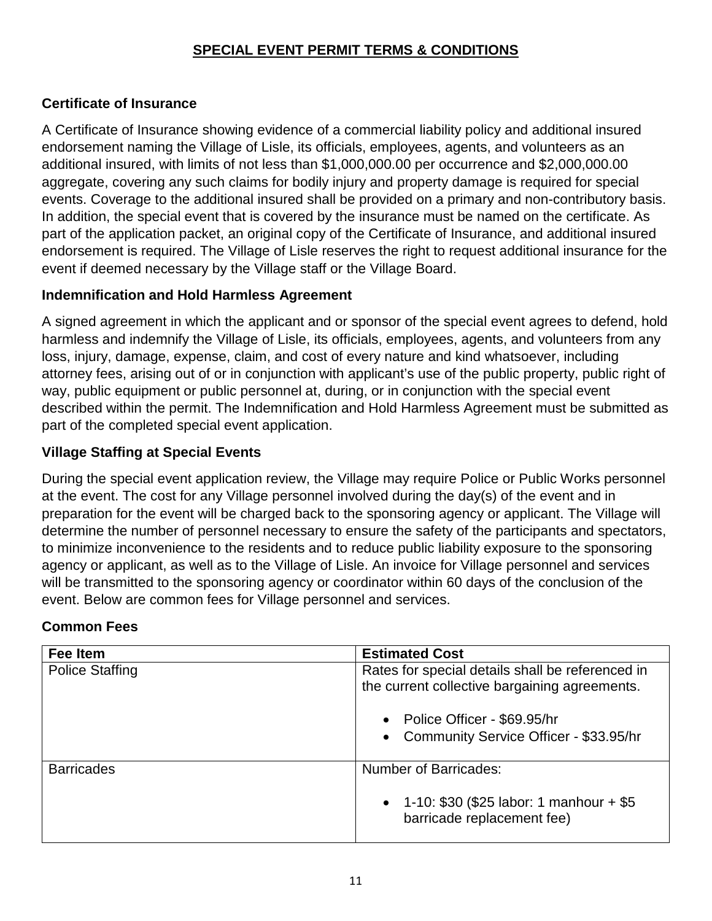## SPECIAL EVENT PERMIT TERMS & CONDITIONS

### Certificate of Insurance

A Certificate of Insurance showing evidence of a commercial liability policy and additional insured endorsement naming the Village of Lisle, its officials, employees, agents, and volunteers as an additional insured, with limits of not less than $1,000,000.00 per occurrence and $2,000,000.00 aggregate, covering any such claims for bodily injury and property damage is required for special events. Coverage to the additional insured shall be provided on a primary and non-contributory basis. In addition, the special event that is covered by the insurance must be named on the certificate. As part of the application packet, an original copy of the Certificate of Insurance, and additional insured endorsement is required. The Village of Lisle reserves the right to request additional insurance for the event if deemed necessary by the Village staff or the Village Board.

### Indemnification and Hold Harmless Agreement

A signed agreement in which the applicant and or sponsor of the special event agrees to defend, hold harmless and indemnify the Village of Lisle, its officials, employees, agents, and volunteers from any loss, injury, damage, expense, claim, and cost of every nature and kind whatsoever, including attorney fees, arising out of or in conjunction with applicant's use of the public property, public right of way, public equipment or public personnel at, during, or in conjunction with the special event described within the permit. The Indemnification and Hold Harmless Agreement must be submitted as part of the completed special event application.

### Village Staffing at Special Events

During the special event application review, the Village may require Police or Public Works personnel at the event. The cost for any Village personnel involved during the day(s) of the event and in preparation for the event will be charged back to the sponsoring agency or applicant. The Village will determine the number of personnel necessary to ensure the safety of the participants and spectators, to minimize inconvenience to the residents and to reduce public liability exposure to the sponsoring agency or applicant, as well as to the Village of Lisle. An invoice for Village personnel and services will be transmitted to the sponsoring agency or coordinator within 60 days of the conclusion of the event. Below are common fees for Village personnel and services.

### Common Fees

| Fee Item | Estimated Cost |
|---|---|
| Police Staffing | Rates for special details shall be referenced in the current collective bargaining agreements.<br>• Police Officer - $69.95/hr<br>• Community Service Officer - $33.95/hr |
| Barricades | Number of Barricades:<br>• 1-10: $30 ($25 labor: 1 manhour + $5 barricade replacement fee) |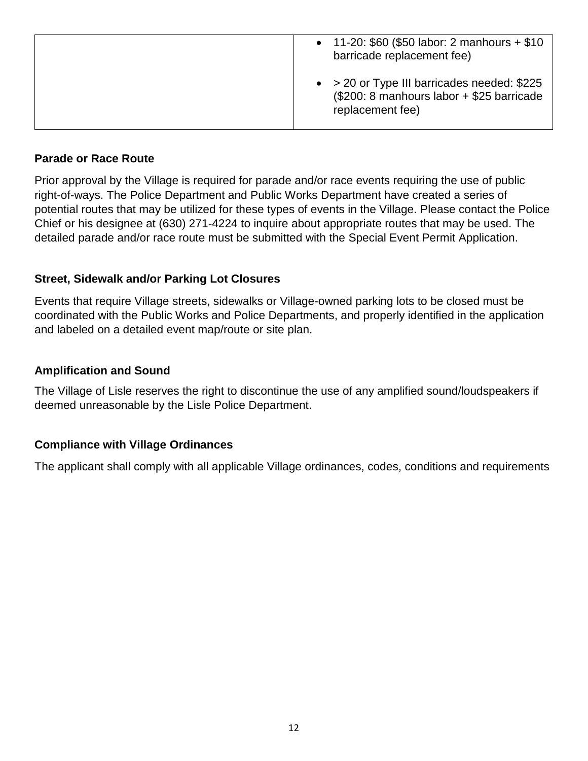| | |
|---|---|
| | • 11-20: $60 ($50 labor: 2 manhours + $10 barricade replacement fee)<br><br>• > 20 or Type III barricades needed: $225 ($200: 8 manhours labor + $25 barricade replacement fee) |

**Parade or Race Route**

Prior approval by the Village is required for parade and/or race events requiring the use of public right-of-ways. The Police Department and Public Works Department have created a series of potential routes that may be utilized for these types of events in the Village. Please contact the Police Chief or his designee at (630) 271-4224 to inquire about appropriate routes that may be used. The detailed parade and/or race route must be submitted with the Special Event Permit Application.

**Street, Sidewalk and/or Parking Lot Closures**

Events that require Village streets, sidewalks or Village-owned parking lots to be closed must be coordinated with the Public Works and Police Departments, and properly identified in the application and labeled on a detailed event map/route or site plan.

**Amplification and Sound**

The Village of Lisle reserves the right to discontinue the use of any amplified sound/loudspeakers if deemed unreasonable by the Lisle Police Department.

**Compliance with Village Ordinances**

The applicant shall comply with all applicable Village ordinances, codes, conditions and requirements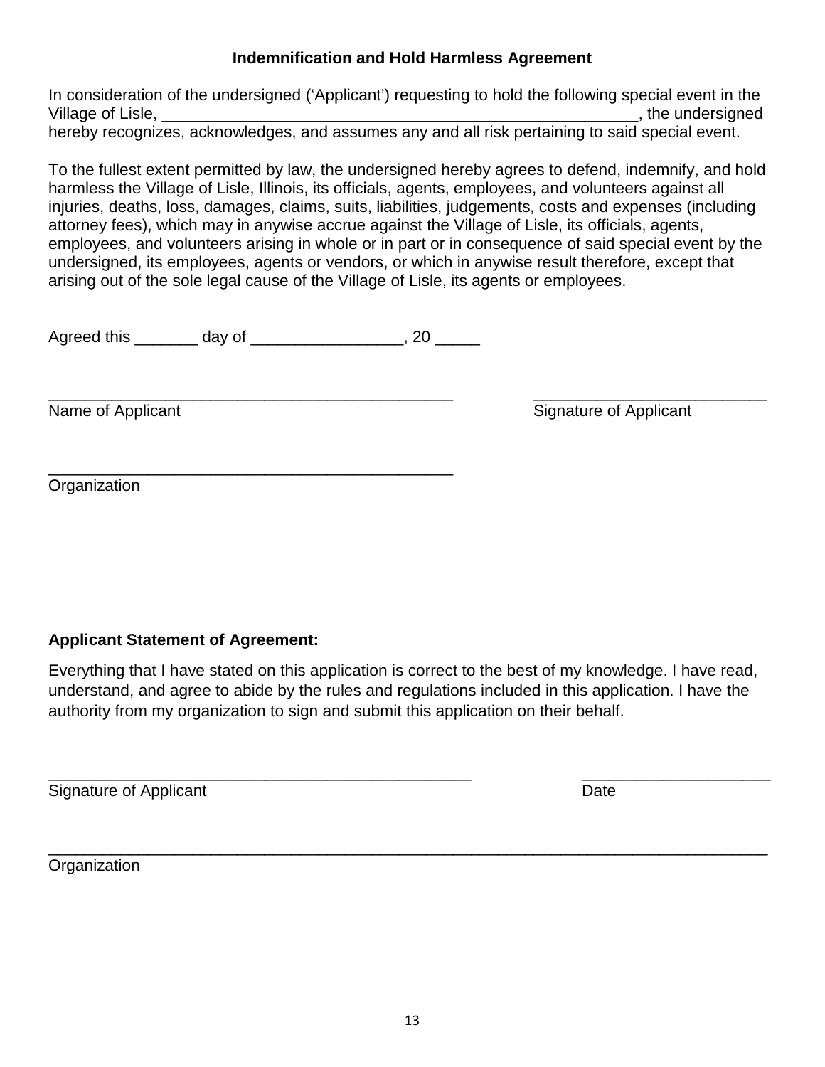**Indemnification and Hold Harmless Agreement**

In consideration of the undersigned (‘Applicant’) requesting to hold the following special event in the Village of Lisle, ______________________________________________________, the undersigned hereby recognizes, acknowledges, and assumes any and all risk pertaining to said special event.

To the fullest extent permitted by law, the undersigned hereby agrees to defend, indemnify, and hold harmless the Village of Lisle, Illinois, its officials, agents, employees, and volunteers against all injuries, deaths, loss, damages, claims, suits, liabilities, judgements, costs and expenses (including attorney fees), which may in anywise accrue against the Village of Lisle, its officials, agents, employees, and volunteers arising in whole or in part or in consequence of said special event by the undersigned, its employees, agents or vendors, or which in anywise result therefore, except that arising out of the sole legal cause of the Village of Lisle, its agents or employees.

Agreed this _______ day of ________________, 20 _____

_______________________________________________ ___________________________
Name of Applicant Signature of Applicant

_______________________________________________
Organization

**Applicant Statement of Agreement:**

Everything that I have stated on this application is correct to the best of my knowledge. I have read, understand, and agree to abide by the rules and regulations included in this application. I have the authority from my organization to sign and submit this application on their behalf.

_________________________________________________ ______________________
Signature of Applicant Date

_________________________________________________________________________________
Organization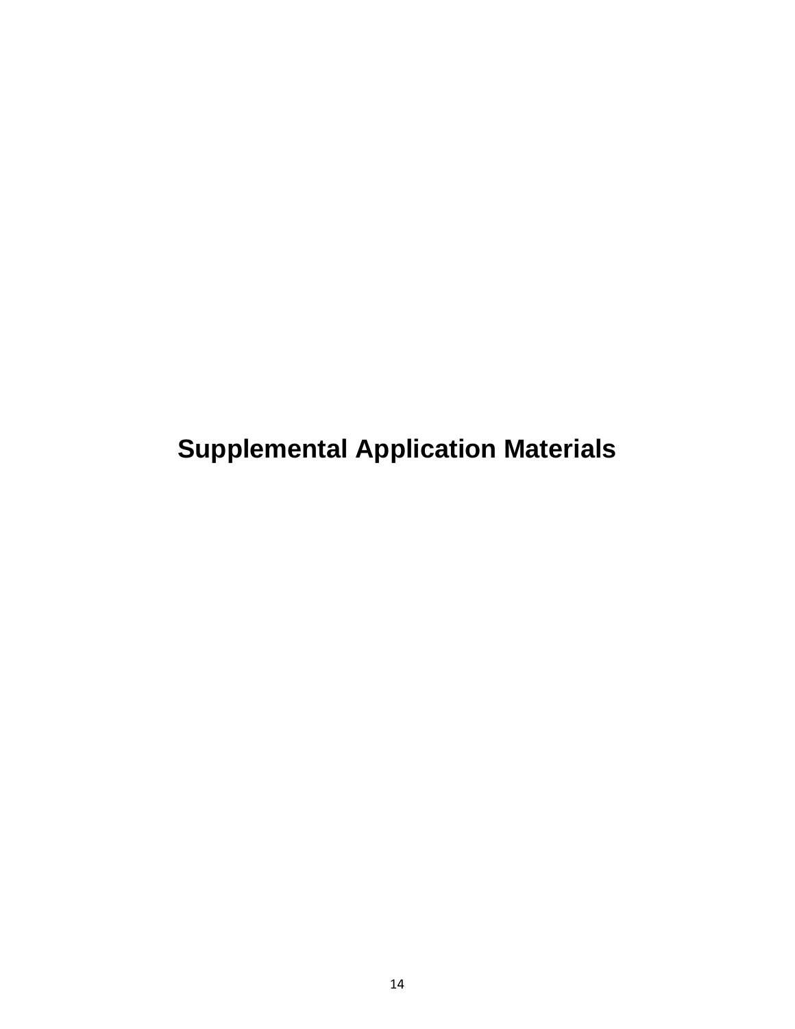# Supplemental Application Materials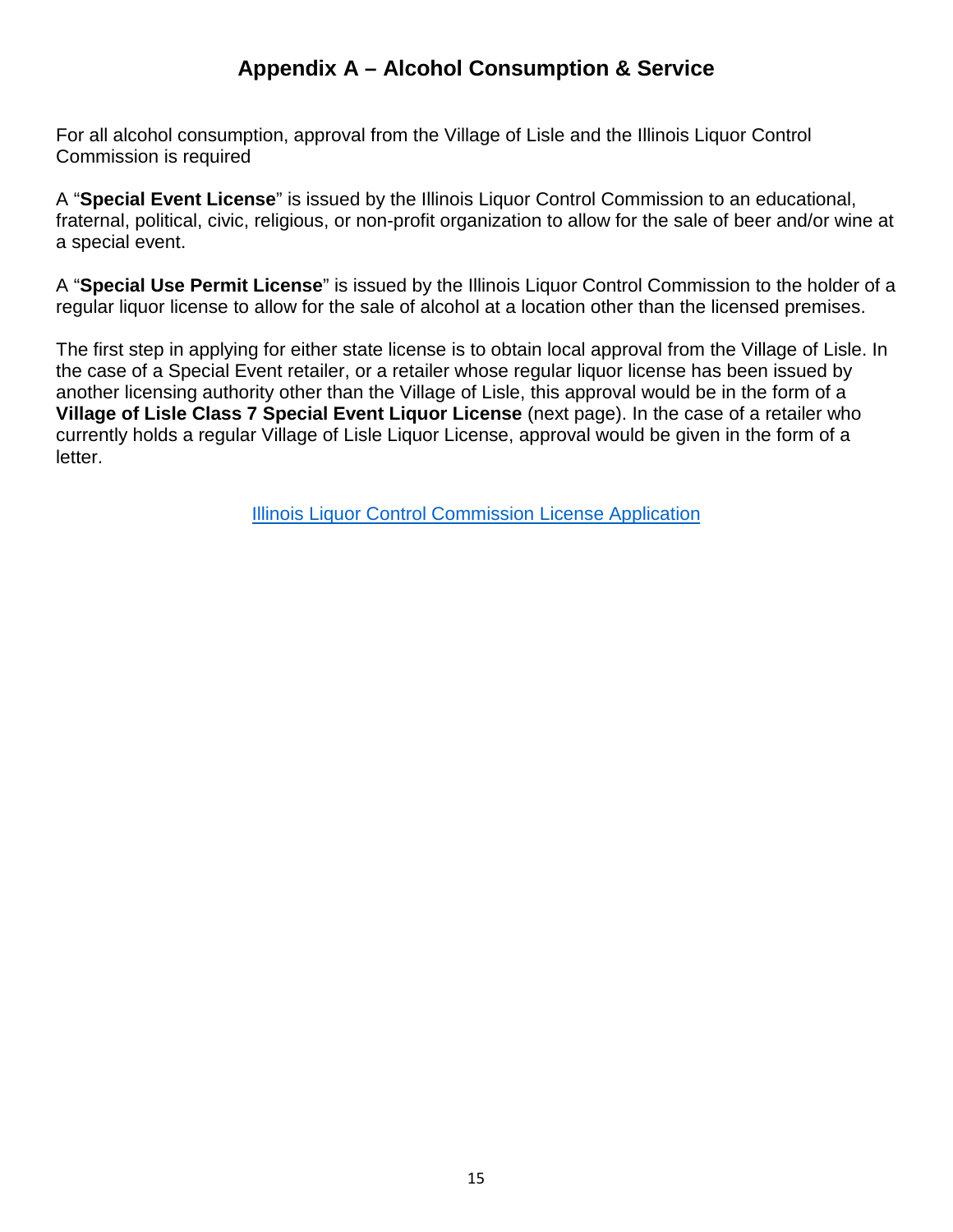# Appendix A – Alcohol Consumption & Service

For all alcohol consumption, approval from the Village of Lisle and the Illinois Liquor Control Commission is required

A "**Special Event License**" is issued by the Illinois Liquor Control Commission to an educational, fraternal, political, civic, religious, or non-profit organization to allow for the sale of beer and/or wine at a special event.

A "**Special Use Permit License**" is issued by the Illinois Liquor Control Commission to the holder of a regular liquor license to allow for the sale of alcohol at a location other than the licensed premises.

The first step in applying for either state license is to obtain local approval from the Village of Lisle. In the case of a Special Event retailer, or a retailer whose regular liquor license has been issued by another licensing authority other than the Village of Lisle, this approval would be in the form of a **Village of Lisle Class 7 Special Event Liquor License** (next page). In the case of a retailer who currently holds a regular Village of Lisle Liquor License, approval would be given in the form of a letter.

Illinois Liquor Control Commission License Application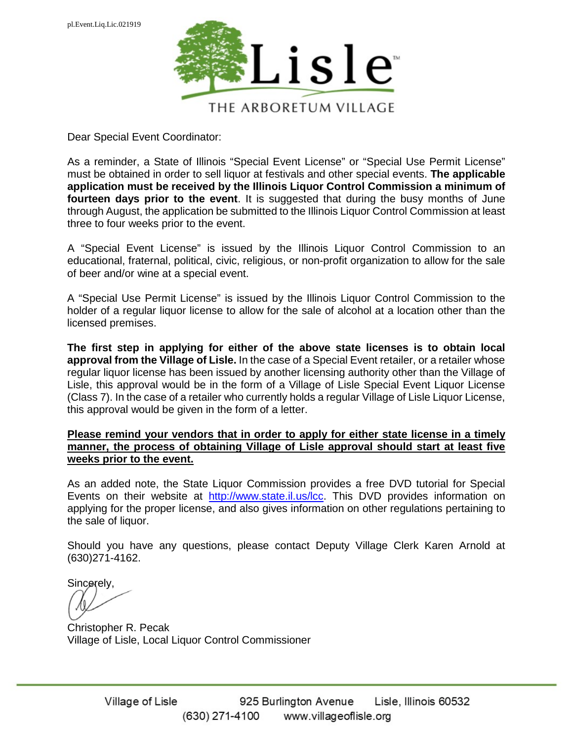pl.Event.Liq.Lic.021919

Lisle™

THE ARBORETUM VILLAGE

Dear Special Event Coordinator:

As a reminder, a State of Illinois "Special Event License" or "Special Use Permit License" must be obtained in order to sell liquor at festivals and other special events. **The applicable application must be received by the Illinois Liquor Control Commission a minimum of fourteen days prior to the event**. It is suggested that during the busy months of June through August, the application be submitted to the Illinois Liquor Control Commission at least three to four weeks prior to the event.

A "Special Event License" is issued by the Illinois Liquor Control Commission to an educational, fraternal, political, civic, religious, or non-profit organization to allow for the sale of beer and/or wine at a special event.

A "Special Use Permit License" is issued by the Illinois Liquor Control Commission to the holder of a regular liquor license to allow for the sale of alcohol at a location other than the licensed premises.

**The first step in applying for either of the above state licenses is to obtain local approval from the Village of Lisle.** In the case of a Special Event retailer, or a retailer whose regular liquor license has been issued by another licensing authority other than the Village of Lisle, this approval would be in the form of a Village of Lisle Special Event Liquor License (Class 7). In the case of a retailer who currently holds a regular Village of Lisle Liquor License, this approval would be given in the form of a letter.

**<u>Please remind your vendors that in order to apply for either state license in a timely manner, the process of obtaining Village of Lisle approval should start at least five weeks prior to the event.</u>**

As an added note, the State Liquor Commission provides a free DVD tutorial for Special Events on their website at [http://www.state.il.us/lcc](http://www.state.il.us/lcc). This DVD provides information on applying for the proper license, and also gives information on other regulations pertaining to the sale of liquor.

Should you have any questions, please contact Deputy Village Clerk Karen Arnold at (630)271-4162.

Sincerely,

Christopher R. Pecak
Village of Lisle, Local Liquor Control Commissioner

Village of Lisle 925 Burlington Avenue Lisle, Illinois 60532
(630) 271-4100 www.villageoflisle.org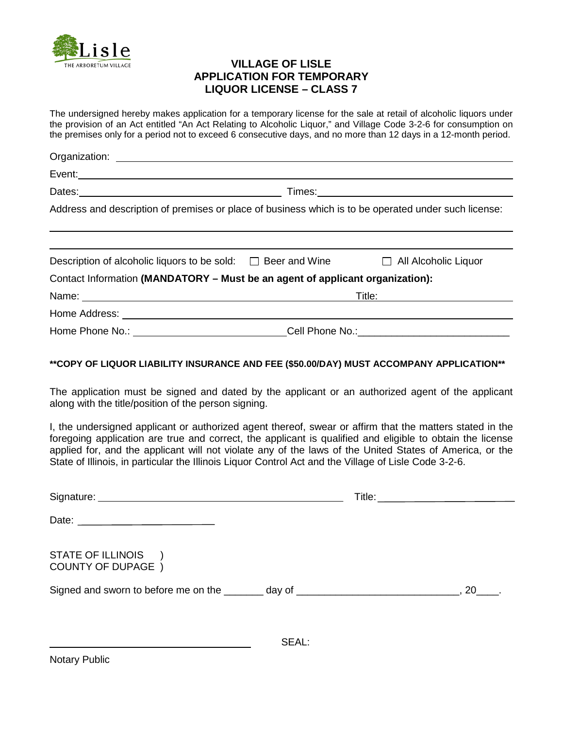Lisle
THE ARBORETUM VILLAGE

# VILLAGE OF LISLE
## APPLICATION FOR TEMPORARY LIQUOR LICENSE – CLASS 7

The undersigned hereby makes application for a temporary license for the sale at retail of alcoholic liquors under the provision of an Act entitled "An Act Relating to Alcoholic Liquor," and Village Code 3-2-6 for consumption on the premises only for a period not to exceed 6 consecutive days, and no more than 12 days in a 12-month period.

Organization: ______________________________________________

Event: ______________________________________________

Dates: ______________________ Times: ______________________

Address and description of premises or place of business which is to be operated under such license:

______________________________________________

______________________________________________

Description of alcoholic liquors to be sold: ☐ Beer and Wine ☐ All Alcoholic Liquor

Contact Information **(MANDATORY – Must be an agent of applicant organization):**

Name: ______________________________ Title: ______________________

Home Address: ______________________________________________

Home Phone No.: ______________________ Cell Phone No.: ______________________

**\*\*COPY OF LIQUOR LIABILITY INSURANCE AND FEE ($50.00/DAY) MUST ACCOMPANY APPLICATION\*\***

The application must be signed and dated by the applicant or an authorized agent of the applicant along with the title/position of the person signing.

I, the undersigned applicant or authorized agent thereof, swear or affirm that the matters stated in the foregoing application are true and correct, the applicant is qualified and eligible to obtain the license applied for, and the applicant will not violate any of the laws of the United States of America, or the State of Illinois, in particular the Illinois Liquor Control Act and the Village of Lisle Code 3-2-6.

Signature: ______________________________ Title: ______________________

Date: ______________________

STATE OF ILLINOIS )
COUNTY OF DUPAGE )

Signed and sworn to before me on the _______ day of ____________________________, 20____.

______________________________ SEAL:

Notary Public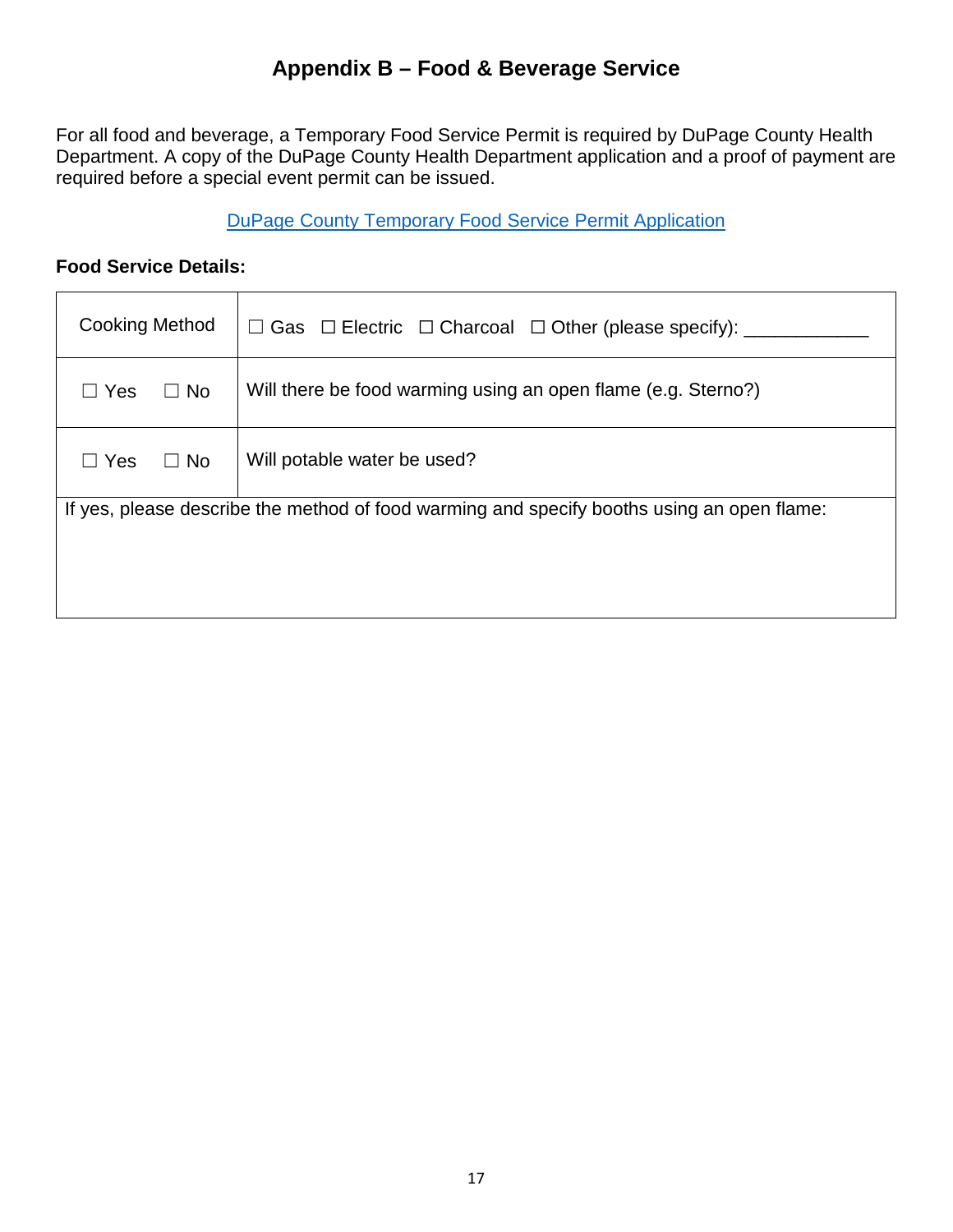# Appendix B – Food & Beverage Service

For all food and beverage, a Temporary Food Service Permit is required by DuPage County Health Department. A copy of the DuPage County Health Department application and a proof of payment are required before a special event permit can be issued.

DuPage County Temporary Food Service Permit Application

**Food Service Details:**

| Cooking Method | ☐ Gas ☐ Electric ☐ Charcoal ☐ Other (please specify): ____________ |
|---|---|
| ☐ Yes ☐ No | Will there be food warming using an open flame (e.g. Sterno?) |
| ☐ Yes ☐ No | Will potable water be used? |
| If yes, please describe the method of food warming and specify booths using an open flame: | |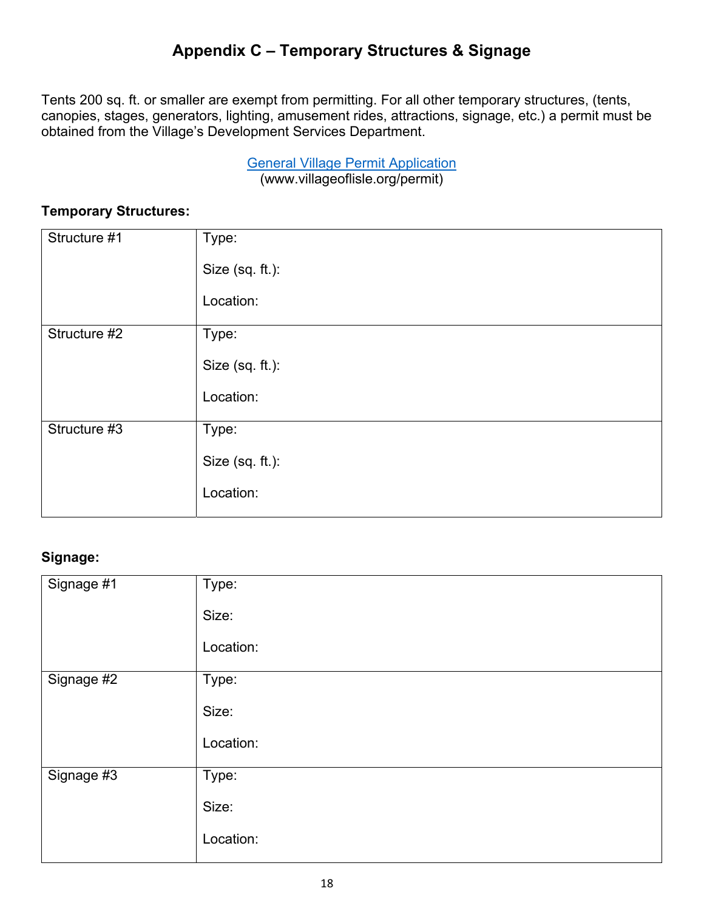# Appendix C – Temporary Structures & Signage

Tents 200 sq. ft. or smaller are exempt from permitting. For all other temporary structures, (tents, canopies, stages, generators, lighting, amusement rides, attractions, signage, etc.) a permit must be obtained from the Village's Development Services Department.

[General Village Permit Application](www.villageoflisle.org/permit)
(www.villageoflisle.org/permit)

**Temporary Structures:**

| | |
|---|---|
| Structure #1 | Type:<br><br>Size (sq. ft.):<br><br>Location: |
| Structure #2 | Type:<br><br>Size (sq. ft.):<br><br>Location: |
| Structure #3 | Type:<br><br>Size (sq. ft.):<br><br>Location: |

**Signage:**

| | |
|---|---|
| Signage #1 | Type:<br><br>Size:<br><br>Location: |
| Signage #2 | Type:<br><br>Size:<br><br>Location: |
| Signage #3 | Type:<br><br>Size:<br><br>Location: |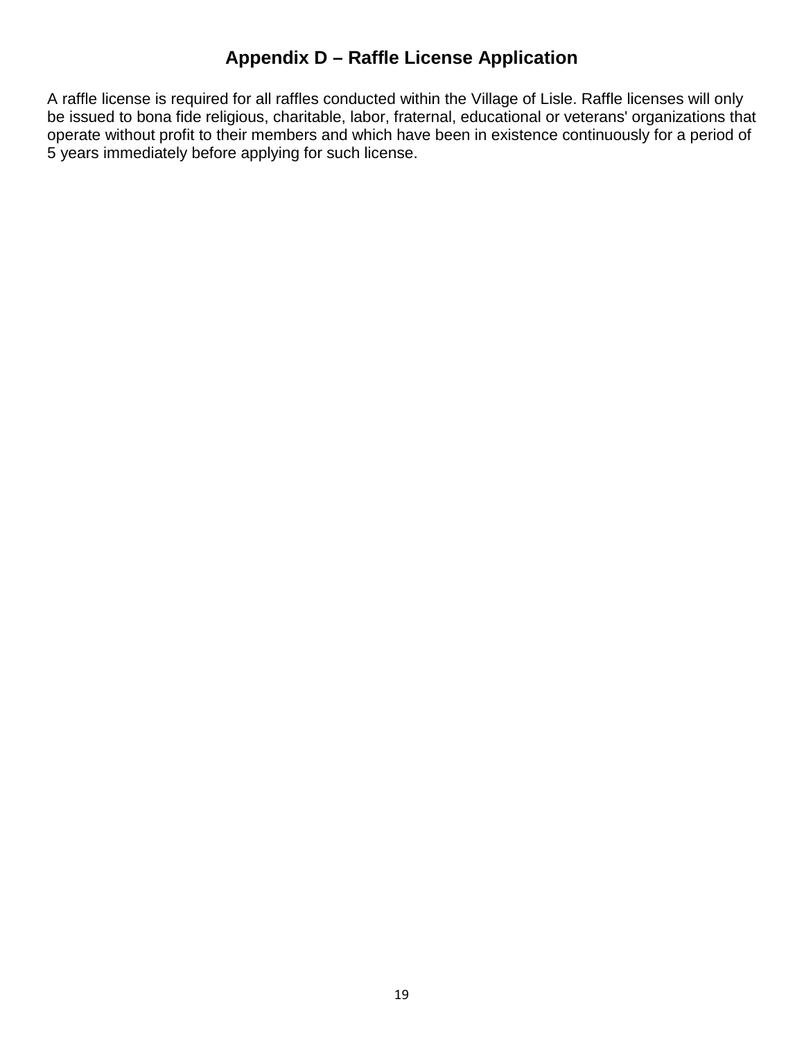# Appendix D – Raffle License Application

A raffle license is required for all raffles conducted within the Village of Lisle. Raffle licenses will only be issued to bona fide religious, charitable, labor, fraternal, educational or veterans' organizations that operate without profit to their members and which have been in existence continuously for a period of 5 years immediately before applying for such license.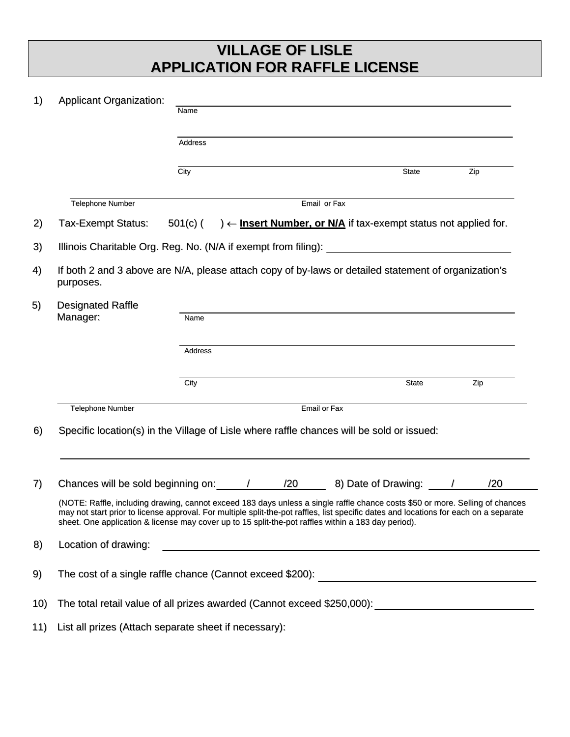# VILLAGE OF LISLE
# APPLICATION FOR RAFFLE LICENSE

1) Applicant Organization:

_______________________________________________
Name

_______________________________________________
Address

_______________________________________________
City State Zip

_______________________________________________
Telephone Number Email or Fax

2) Tax-Exempt Status: 501(c) (   ) ← **Insert Number, or N/A** if tax-exempt status not applied for.

3) Illinois Charitable Org. Reg. No. (N/A if exempt from filing): ______________________

4) If both 2 and 3 above are N/A, please attach copy of by-laws or detailed statement of organization's purposes.

5) Designated Raffle Manager:

_______________________________________________
Name

_______________________________________________
Address

_______________________________________________
City State Zip

_______________________________________________
Telephone Number Email or Fax

6) Specific location(s) in the Village of Lisle where raffle chances will be sold or issued:

_______________________________________________

7) Chances will be sold beginning on: ____/____/20____ 8) Date of Drawing: ____/____/20____

(NOTE: Raffle, including drawing, cannot exceed 183 days unless a single raffle chance costs $50 or more. Selling of chances may not start prior to license approval. For multiple split-the-pot raffles, list specific dates and locations for each on a separate sheet. One application & license may cover up to 15 split-the-pot raffles within a 183 day period).

8) Location of drawing: ______________________

9) The cost of a single raffle chance (Cannot exceed $200): ______________________

10) The total retail value of all prizes awarded (Cannot exceed $250,000): ______________________

11) List all prizes (Attach separate sheet if necessary):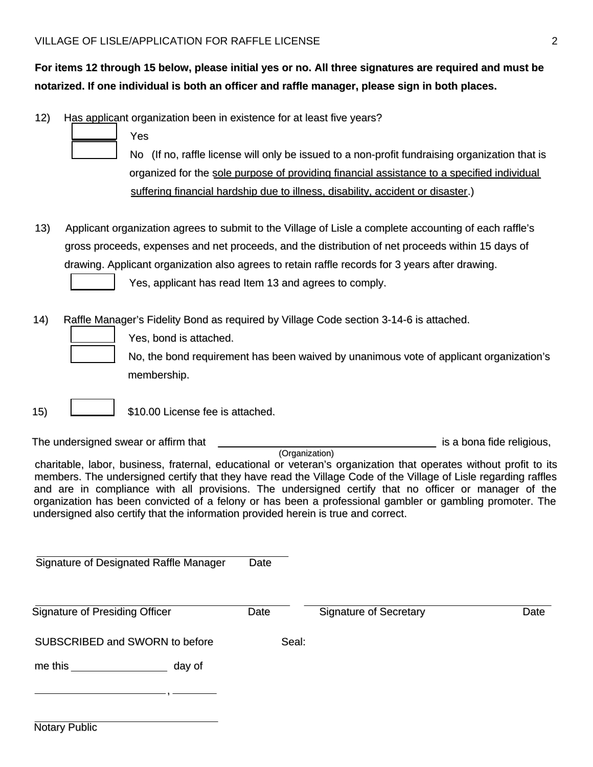**For items 12 through 15 below, please initial yes or no. All three signatures are required and must be notarized. If one individual is both an officer and raffle manager, please sign in both places.**

12) Has applicant organization been in existence for at least five years?

☐ Yes

☐ No (If no, raffle license will only be issued to a non-profit fundraising organization that is organized for the sole purpose of providing financial assistance to a specified individual suffering financial hardship due to illness, disability, accident or disaster.)

13) Applicant organization agrees to submit to the Village of Lisle a complete accounting of each raffle's gross proceeds, expenses and net proceeds, and the distribution of net proceeds within 15 days of drawing. Applicant organization also agrees to retain raffle records for 3 years after drawing.

☐ Yes, applicant has read Item 13 and agrees to comply.

14) Raffle Manager's Fidelity Bond as required by Village Code section 3-14-6 is attached.

☐ Yes, bond is attached.

☐ No, the bond requirement has been waived by unanimous vote of applicant organization's membership.

15) ☐ $10.00 License fee is attached.

The undersigned swear or affirm that ______________________________ (Organization) is a bona fide religious, charitable, labor, business, fraternal, educational or veteran's organization that operates without profit to its members. The undersigned certify that they have read the Village Code of the Village of Lisle regarding raffles and are in compliance with all provisions. The undersigned certify that no officer or manager of the organization has been convicted of a felony or has been a professional gambler or gambling promoter. The undersigned also certify that the information provided herein is true and correct.

______________________________
Signature of Designated Raffle Manager Date

______________________________ ______________________________
Signature of Presiding Officer Date Signature of Secretary Date

SUBSCRIBED and SWORN to before Seal:

me this ______________ day of

____________________, ________

______________________________
Notary Public